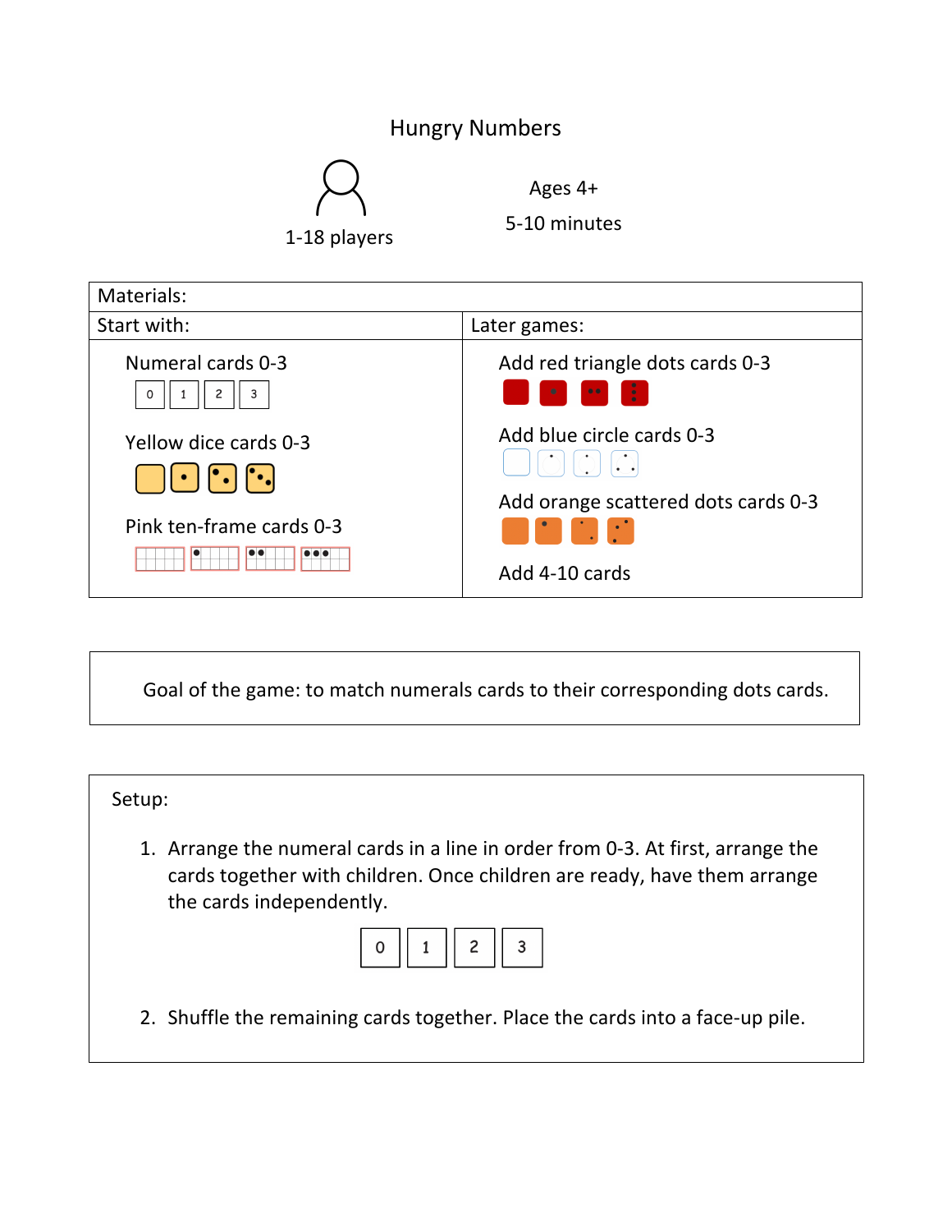# Hungry Numbers

1-18 players

Ages 4+

5-10 minutes

| Materials: | |
|---|---|
| **Start with:** | **Later games:** |
| Numeral cards 0-3 | Add red triangle dots cards 0-3 |
| Yellow dice cards 0-3 | Add blue circle cards 0-3 |
| Pink ten-frame cards 0-3 | Add orange scattered dots cards 0-3 |
| | Add 4-10 cards |

Goal of the game: to match numerals cards to their corresponding dots cards.

Setup:

1. Arrange the numeral cards in a line in order from 0-3. At first, arrange the cards together with children. Once children are ready, have them arrange the cards independently.

   0 1 2 3

2. Shuffle the remaining cards together. Place the cards into a face-up pile.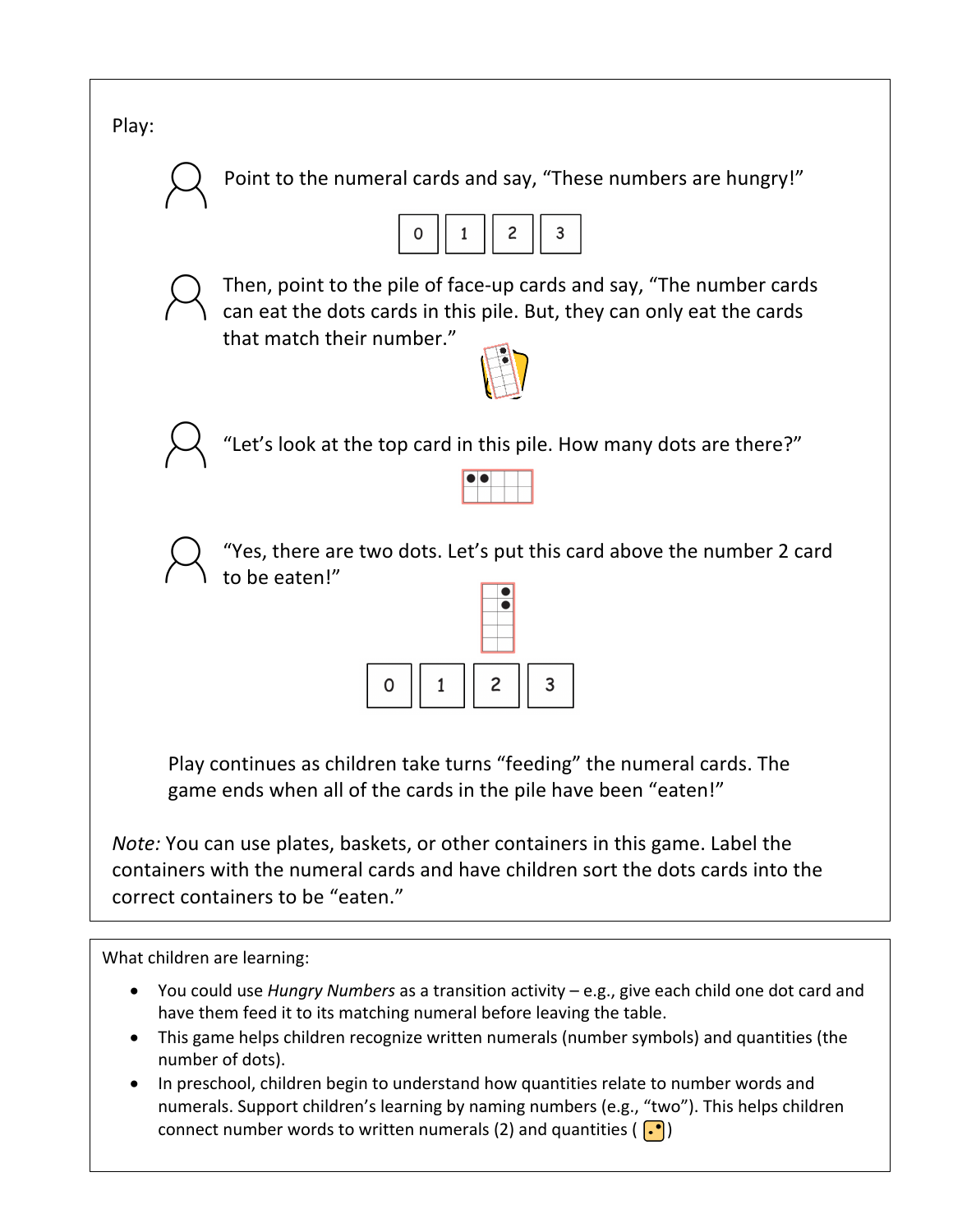Play:

Point to the numeral cards and say, "These numbers are hungry!"

| 0 | 1 | 2 | 3 |
|---|---|---|---|

Then, point to the pile of face-up cards and say, "The number cards can eat the dots cards in this pile. But, they can only eat the cards that match their number."

"Let's look at the top card in this pile. How many dots are there?"

"Yes, there are two dots. Let's put this card above the number 2 card to be eaten!"

| 0 | 1 | 2 | 3 |
|---|---|---|---|

Play continues as children take turns "feeding" the numeral cards. The game ends when all of the cards in the pile have been "eaten!"

*Note:* You can use plates, baskets, or other containers in this game. Label the containers with the numeral cards and have children sort the dots cards into the correct containers to be "eaten."

What children are learning:

- You could use *Hungry Numbers* as a transition activity – e.g., give each child one dot card and have them feed it to its matching numeral before leaving the table.
- This game helps children recognize written numerals (number symbols) and quantities (the number of dots).
- In preschool, children begin to understand how quantities relate to number words and numerals. Support children's learning by naming numbers (e.g., "two"). This helps children connect number words to written numerals (2) and quantities ( )